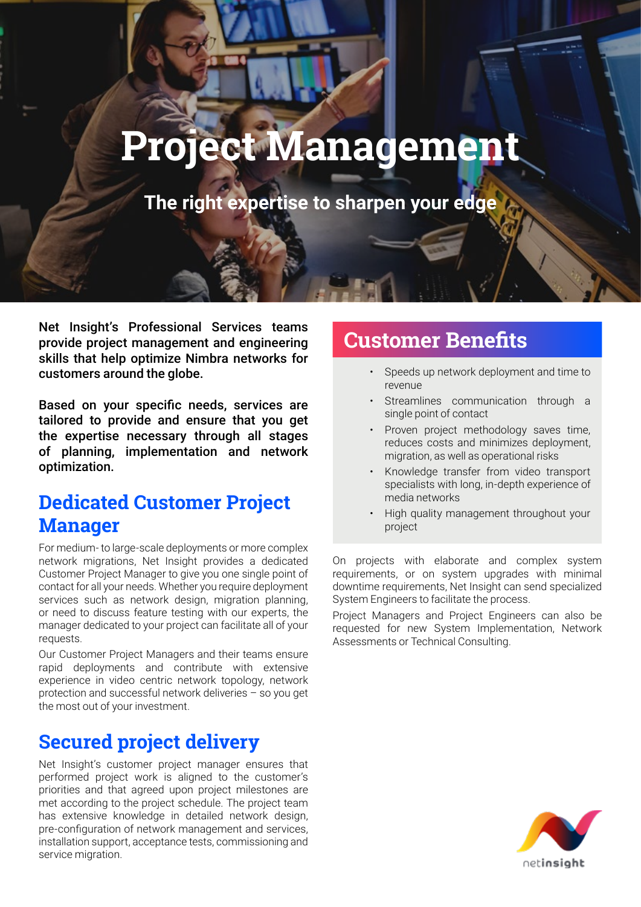# Project Management

## The right expertise to sharpen your edge

**Net Insight's Professional Services teams provide project management and engineering skills that help optimize Nimbra networks for customers around the globe.**

**Based on your specific needs, services are tailored to provide and ensure that you get the expertise necessary through all stages of planning, implementation and network optimization.**

## Dedicated Customer Project Manager

For medium- to large-scale deployments or more complex network migrations, Net Insight provides a dedicated Customer Project Manager to give you one single point of contact for all your needs. Whether you require deployment services such as network design, migration planning, or need to discuss feature testing with our experts, the manager dedicated to your project can facilitate all of your requests.

Our Customer Project Managers and their teams ensure rapid deployments and contribute with extensive experience in video centric network topology, network protection and successful network deliveries – so you get the most out of your investment.

## Secured project delivery

Net Insight's customer project manager ensures that performed project work is aligned to the customer's priorities and that agreed upon project milestones are met according to the project schedule. The project team has extensive knowledge in detailed network design, pre-configuration of network management and services, installation support, acceptance tests, commissioning and service migration.

## Customer Benefits

- Speeds up network deployment and time to revenue
- Streamlines communication through a single point of contact
- Proven project methodology saves time, reduces costs and minimizes deployment, migration, as well as operational risks
- Knowledge transfer from video transport specialists with long, in-depth experience of media networks
- High quality management throughout your project

On projects with elaborate and complex system requirements, or on system upgrades with minimal downtime requirements, Net Insight can send specialized System Engineers to facilitate the process.

Project Managers and Project Engineers can also be requested for new System Implementation, Network Assessments or Technical Consulting.

netinsight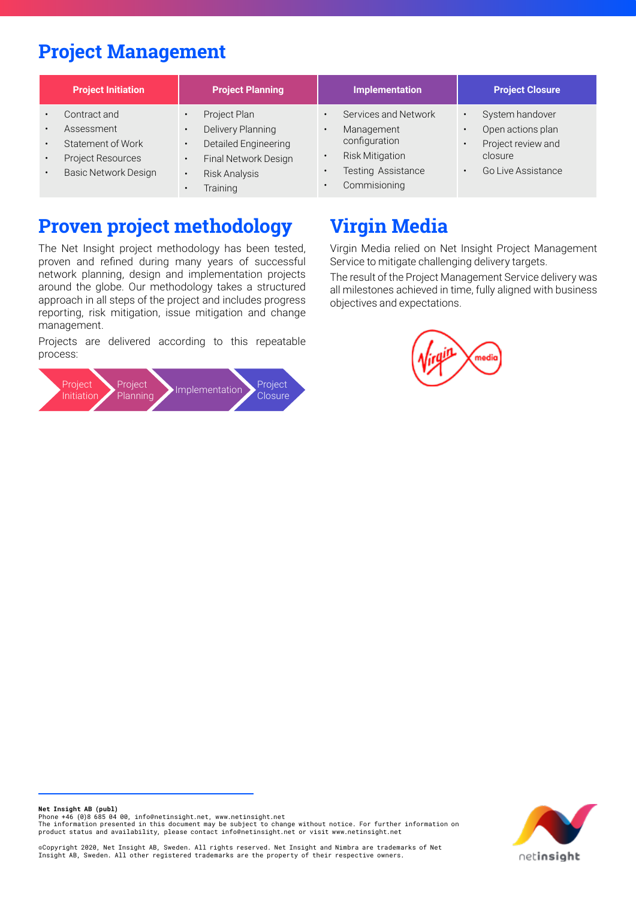## Project Management

| Project Initiation | Project Planning | Implementation | Project Closure |
|---|---|---|---|
| • Contract and<br>• Assessment<br>• Statement of Work<br>• Project Resources<br>• Basic Network Design | • Project Plan<br>• Delivery Planning<br>• Detailed Engineering<br>• Final Network Design<br>• Risk Analysis<br>• Training | • Services and Network<br>• Management configuration<br>• Risk Mitigation<br>• Testing Assistance<br>• Commisioning | • System handover<br>• Open actions plan<br>• Project review and closure<br>• Go Live Assistance |

## Proven project methodology

The Net Insight project methodology has been tested, proven and refined during many years of successful network planning, design and implementation projects around the globe. Our methodology takes a structured approach in all steps of the project and includes progress reporting, risk mitigation, issue mitigation and change management.

Projects are delivered according to this repeatable process:

Project Initiation → Project Planning → Implementation → Project Closure

## Virgin Media

Virgin Media relied on Net Insight Project Management Service to mitigate challenging delivery targets.

The result of the Project Management Service delivery was all milestones achieved in time, fully aligned with business objectives and expectations.

**Net Insight AB (publ)**
Phone +46 (0)8 685 04 00, info@netinsight.net, www.netinsight.net
The information presented in this document may be subject to change without notice. For further information on product status and availability, please contact info@netinsight.net or visit www.netinsight.net

©Copyright 2020, Net Insight AB, Sweden. All rights reserved. Net Insight and Nimbra are trademarks of Net Insight AB, Sweden. All other registered trademarks are the property of their respective owners.